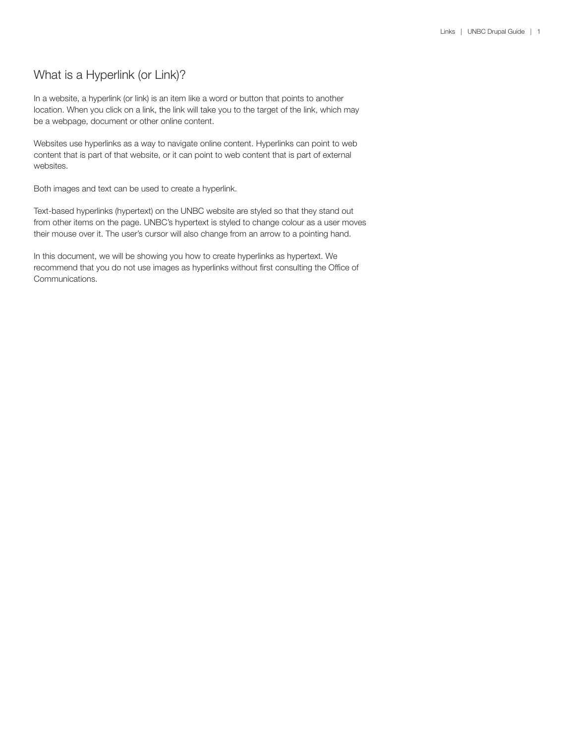# What is a Hyperlink (or Link)?

In a website, a hyperlink (or link) is an item like a word or button that points to another location. When you click on a link, the link will take you to the target of the link, which may be a webpage, document or other online content.

Websites use hyperlinks as a way to navigate online content. Hyperlinks can point to web content that is part of that website, or it can point to web content that is part of external websites.

Both images and text can be used to create a hyperlink.

Text-based hyperlinks (hypertext) on the UNBC website are styled so that they stand out from other items on the page. UNBC's hypertext is styled to change colour as a user moves their mouse over it. The user's cursor will also change from an arrow to a pointing hand.

In this document, we will be showing you how to create hyperlinks as hypertext. We recommend that you do not use images as hyperlinks without first consulting the Office of Communications.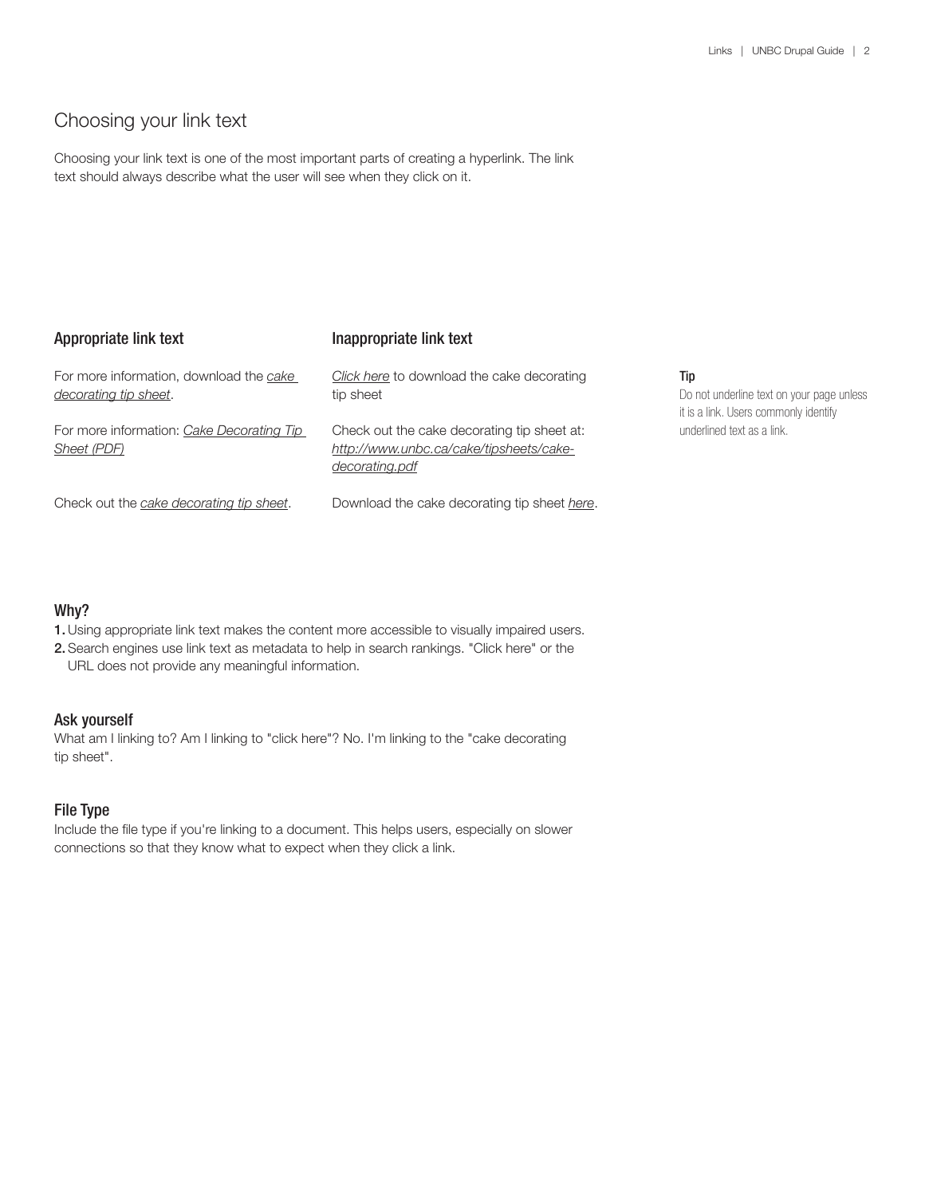## Choosing your link text

Choosing your link text is one of the most important parts of creating a hyperlink. The link text should always describe what the user will see when they click on it.

| Appropriate link text | Inappropriate link text |
| --- | --- |
| For more information, download the *cake decorating tip sheet*. | *Click here* to download the cake decorating tip sheet |
| For more information: *Cake Decorating Tip Sheet (PDF)* | Check out the cake decorating tip sheet at: *http://www.unbc.ca/cake/tipsheets/cake-decorating.pdf* |
| Check out the *cake decorating tip sheet*. | Download the cake decorating tip sheet *here*. |

**Tip**

Do not underline text on your page unless it is a link. Users commonly identify underlined text as a link.

### Why?

1. Using appropriate link text makes the content more accessible to visually impaired users.
2. Search engines use link text as metadata to help in search rankings. "Click here" or the URL does not provide any meaningful information.

### Ask yourself

What am I linking to? Am I linking to "click here"? No. I'm linking to the "cake decorating tip sheet".

### File Type

Include the file type if you're linking to a document. This helps users, especially on slower connections so that they know what to expect when they click a link.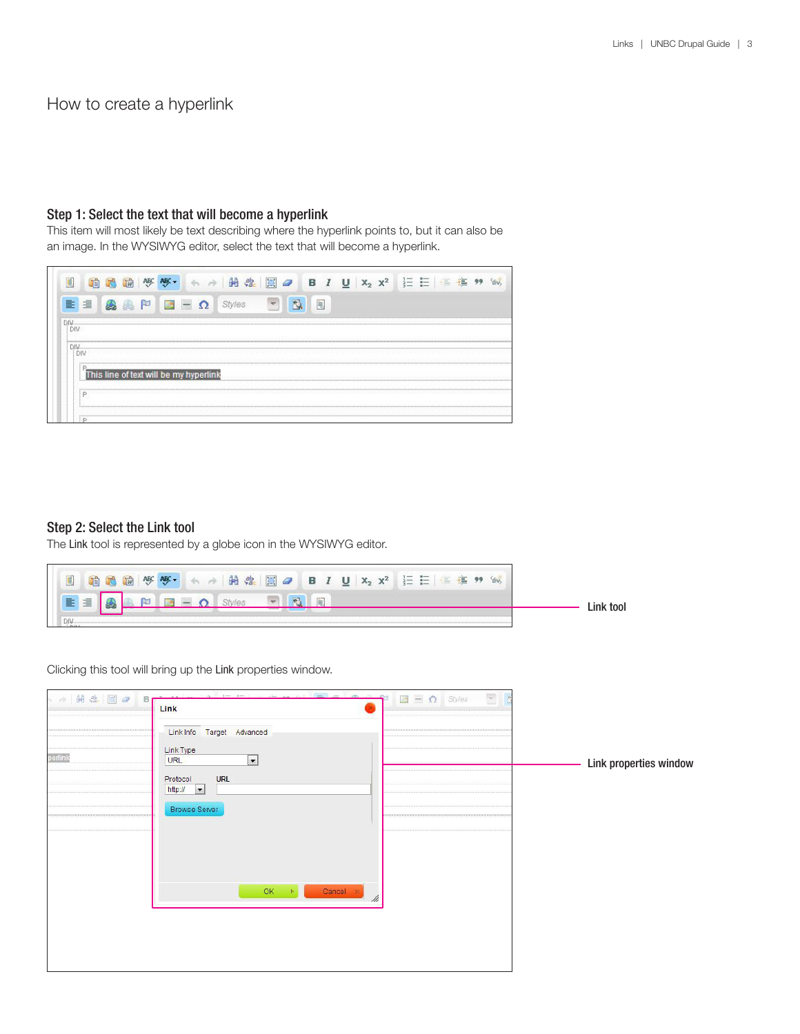# How to create a hyperlink

### Step 1: Select the text that will become a hyperlink

This item will most likely be text describing where the hyperlink points to, but it can also be an image. In the WYSIWYG editor, select the text that will become a hyperlink.

### Step 2: Select the Link tool

The Link tool is represented by a globe icon in the WYSIWYG editor.

Link tool

Clicking this tool will bring up the Link properties window.

Link properties window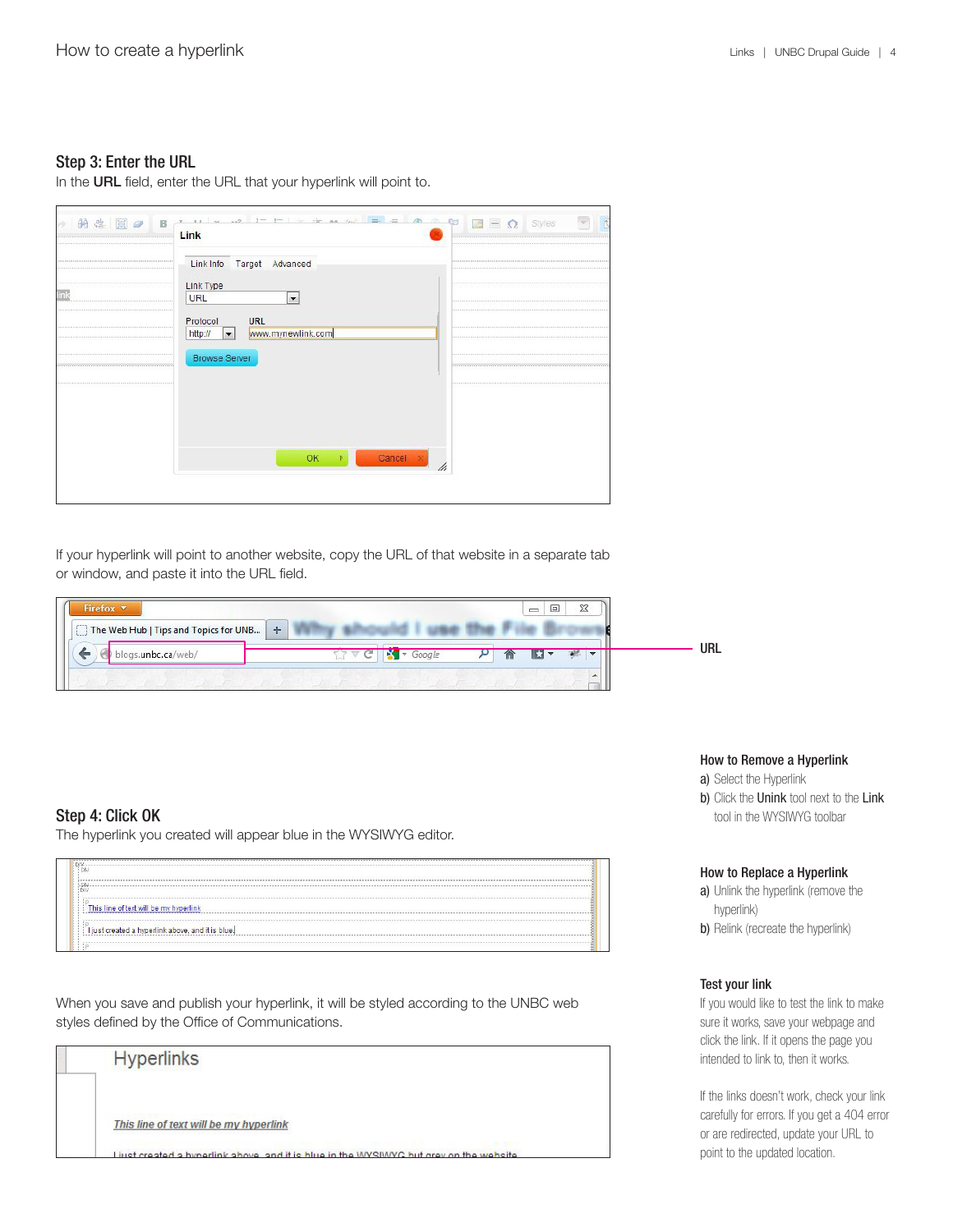## Step 3: Enter the URL

In the **URL** field, enter the URL that your hyperlink will point to.

If your hyperlink will point to another website, copy the URL of that website in a separate tab or window, and paste it into the URL field.

URL

## Step 4: Click OK

The hyperlink you created will appear blue in the WYSIWYG editor.

When you save and publish your hyperlink, it will be styled according to the UNBC web styles defined by the Office of Communications.

### How to Remove a Hyperlink

**a)** Select the Hyperlink

**b)** Click the **Unink** tool next to the **Link** tool in the WYSIWYG toolbar

### How to Replace a Hyperlink

**a)** Unlink the hyperlink (remove the hyperlink)

**b)** Relink (recreate the hyperlink)

### Test your link

If you would like to test the link to make sure it works, save your webpage and click the link. If it opens the page you intended to link to, then it works.

If the links doesn't work, check your link carefully for errors. If you get a 404 error or are redirected, update your URL to point to the updated location.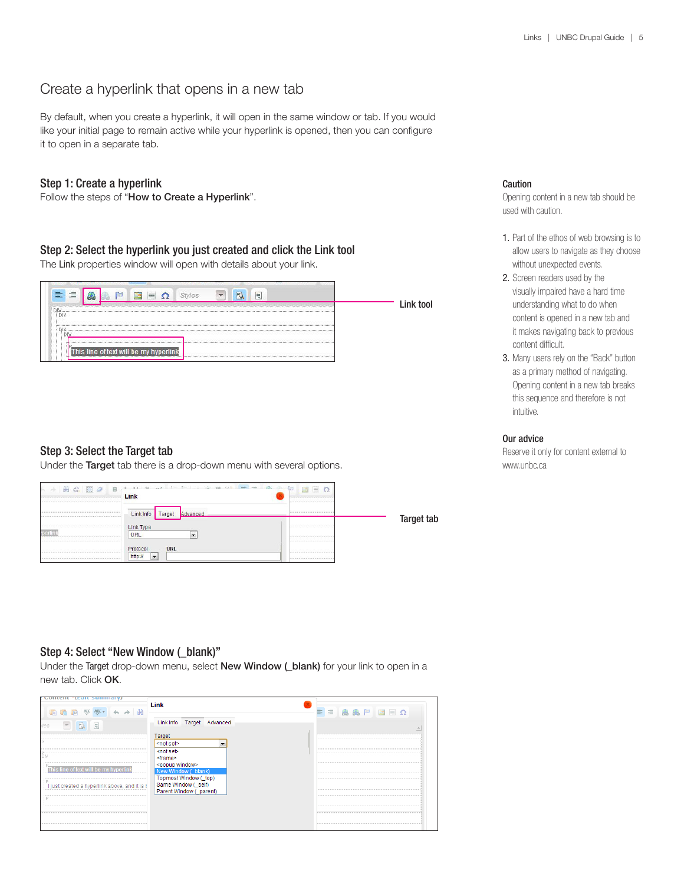# Create a hyperlink that opens in a new tab

By default, when you create a hyperlink, it will open in the same window or tab. If you would like your initial page to remain active while your hyperlink is opened, then you can configure it to open in a separate tab.

## Step 1: Create a hyperlink

Follow the steps of "**How to Create a Hyperlink**".

## Step 2: Select the hyperlink you just created and click the Link tool

The **Link** properties window will open with details about your link.

Link tool

## Step 3: Select the Target tab

Under the **Target** tab there is a drop-down menu with several options.

Target tab

## Step 4: Select "New Window (_blank)"

Under the **Target** drop-down menu, select **New Window (_blank)** for your link to open in a new tab. Click **OK**.

### Caution

Opening content in a new tab should be used with caution.

1. Part of the ethos of web browsing is to allow users to navigate as they choose without unexpected events.
2. Screen readers used by the visually impaired have a hard time understanding what to do when content is opened in a new tab and it makes navigating back to previous content difficult.
3. Many users rely on the "Back" button as a primary method of navigating. Opening content in a new tab breaks this sequence and therefore is not intuitive.

### Our advice

Reserve it only for content external to www.unbc.ca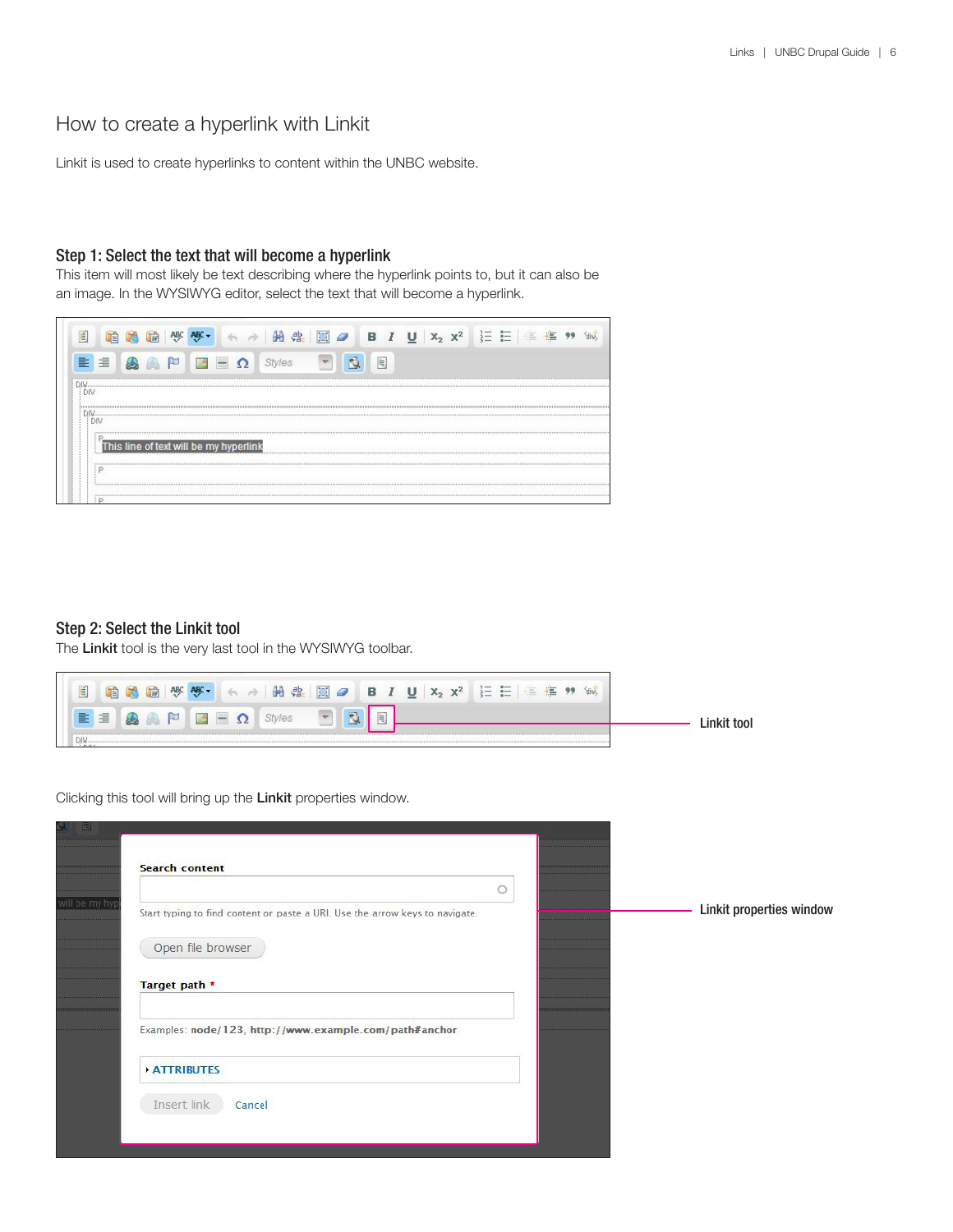# How to create a hyperlink with Linkit

Linkit is used to create hyperlinks to content within the UNBC website.

## Step 1: Select the text that will become a hyperlink

This item will most likely be text describing where the hyperlink points to, but it can also be an image. In the WYSIWYG editor, select the text that will become a hyperlink.

## Step 2: Select the Linkit tool

The **Linkit** tool is the very last tool in the WYSIWYG toolbar.

Linkit tool

Clicking this tool will bring up the **Linkit** properties window.

Linkit properties window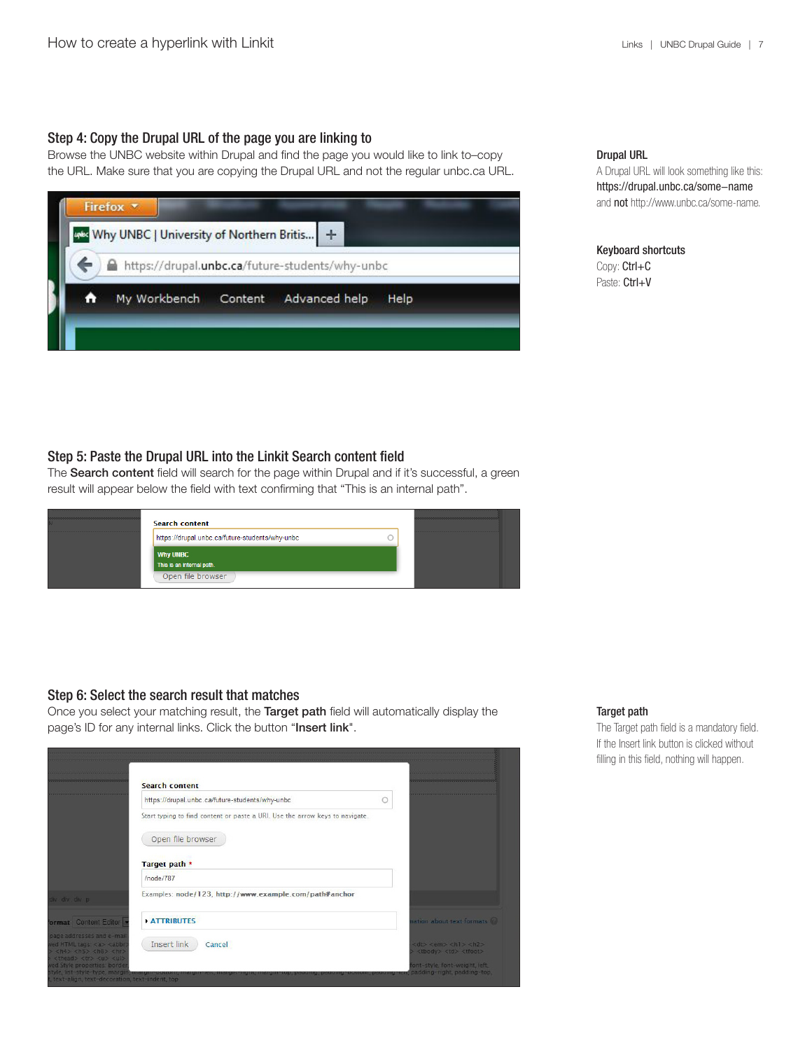### Step 4: Copy the Drupal URL of the page you are linking to

Browse the UNBC website within Drupal and find the page you would like to link to–copy the URL. Make sure that you are copying the Drupal URL and not the regular unbc.ca URL.

**Drupal URL**

A Drupal URL will look something like this: https://drupal.unbc.ca/some–name and **not** http://www.unbc.ca/some-name.

**Keyboard shortcuts**

Copy: Ctrl+C
Paste: Ctrl+V

### Step 5: Paste the Drupal URL into the Linkit Search content field

The **Search content** field will search for the page within Drupal and if it's successful, a green result will appear below the field with text confirming that "This is an internal path".

### Step 6: Select the search result that matches

Once you select your matching result, the **Target path** field will automatically display the page's ID for any internal links. Click the button "**Insert link**".

**Target path**

The Target path field is a mandatory field. If the Insert link button is clicked without filling in this field, nothing will happen.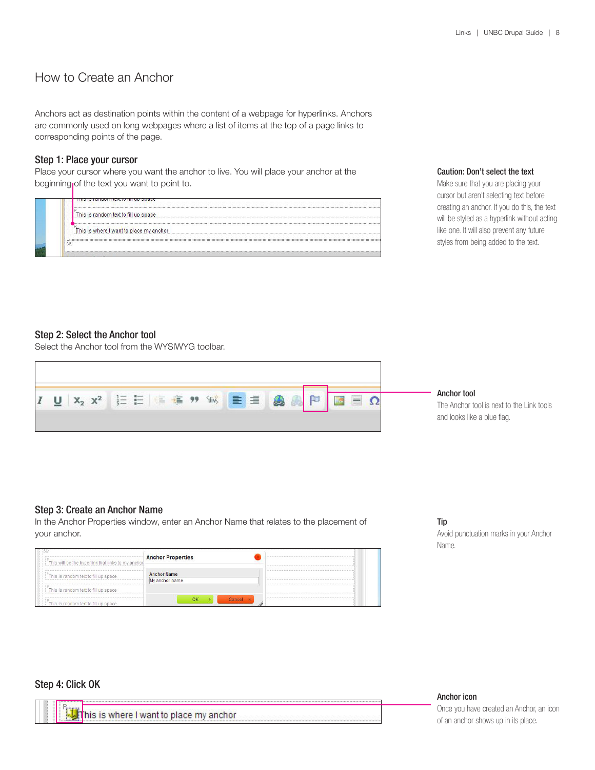# How to Create an Anchor

Anchors act as destination points within the content of a webpage for hyperlinks. Anchors are commonly used on long webpages where a list of items at the top of a page links to corresponding points of the page.

## Step 1: Place your cursor

Place your cursor where you want the anchor to live. You will place your anchor at the beginning of the text you want to point to.

**Caution: Don't select the text**

Make sure that you are placing your cursor but aren't selecting text before creating an anchor. If you do this, the text will be styled as a hyperlink without acting like one. It will also prevent any future styles from being added to the text.

## Step 2: Select the Anchor tool

Select the Anchor tool from the WYSIWYG toolbar.

**Anchor tool**

The Anchor tool is next to the Link tools and looks like a blue flag.

## Step 3: Create an Anchor Name

In the Anchor Properties window, enter an Anchor Name that relates to the placement of your anchor.

**Tip**

Avoid punctuation marks in your Anchor Name.

## Step 4: Click OK

**Anchor icon**

Once you have created an Anchor, an icon of an anchor shows up in its place.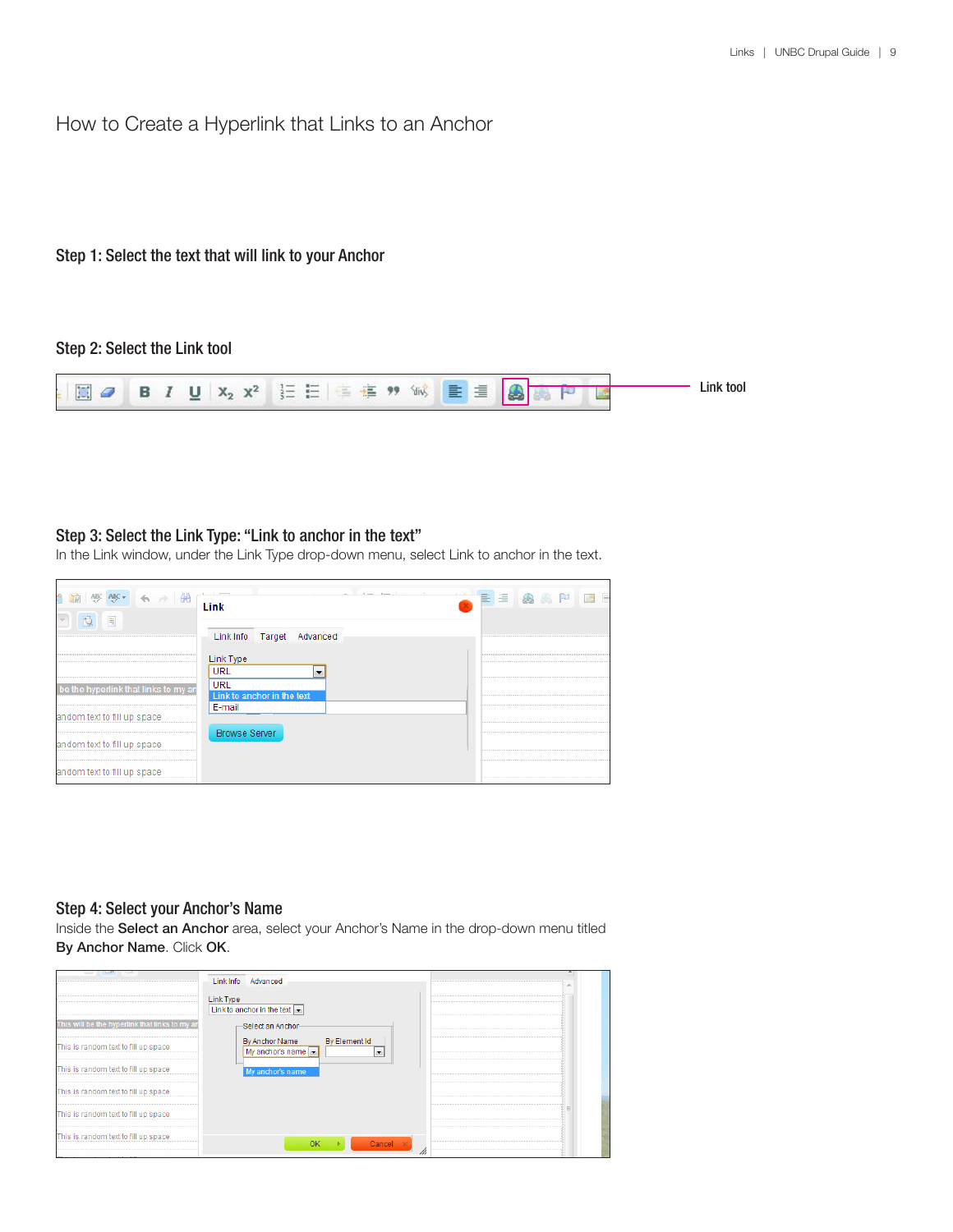# How to Create a Hyperlink that Links to an Anchor

**Step 1: Select the text that will link to your Anchor**

**Step 2: Select the Link tool**

Link tool

**Step 3: Select the Link Type: "Link to anchor in the text"**

In the Link window, under the Link Type drop-down menu, select Link to anchor in the text.

**Step 4: Select your Anchor's Name**

Inside the **Select an Anchor** area, select your Anchor's Name in the drop-down menu titled **By Anchor Name**. Click **OK**.